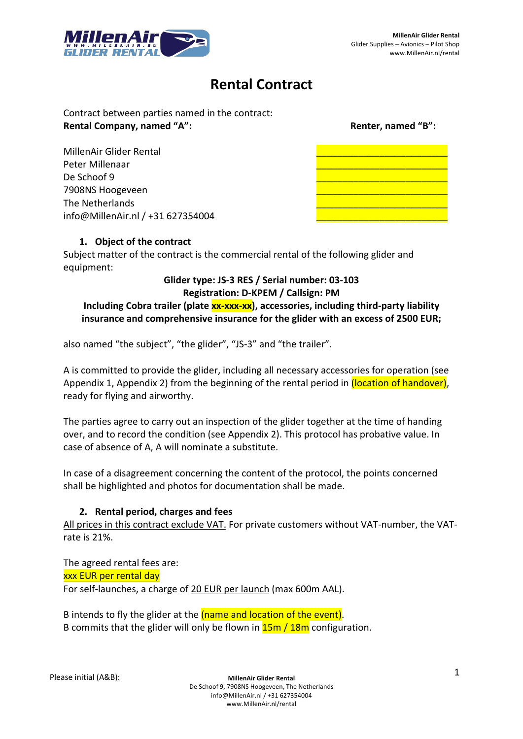# Rental Contract

Contract between parties named in the contract:

| **Rental Company, named "A":** | **Renter, named "B":** |
|---|---|
| MillenAir Glider Rental | ________________________ |
| Peter Millenaar | ________________________ |
| De Schoof 9 | ________________________ |
| 7908NS Hoogeveen | ________________________ |
| The Netherlands | ________________________ |
| info@MillenAir.nl / +31 627354004 | ________________________ |

## 1. Object of the contract

Subject matter of the contract is the commercial rental of the following glider and equipment:

**Glider type: JS-3 RES / Serial number: 03-103**
**Registration: D-KPEM / Callsign: PM**
**Including Cobra trailer (plate xx-xxx-xx), accessories, including third-party liability insurance and comprehensive insurance for the glider with an excess of 2500 EUR;**

also named "the subject", "the glider", "JS-3" and "the trailer".

A is committed to provide the glider, including all necessary accessories for operation (see Appendix 1, Appendix 2) from the beginning of the rental period in (location of handover), ready for flying and airworthy.

The parties agree to carry out an inspection of the glider together at the time of handing over, and to record the condition (see Appendix 2). This protocol has probative value. In case of absence of A, A will nominate a substitute.

In case of a disagreement concerning the content of the protocol, the points concerned shall be highlighted and photos for documentation shall be made.

## 2. Rental period, charges and fees

All prices in this contract exclude VAT. For private customers without VAT-number, the VAT-rate is 21%.

The agreed rental fees are:
xxx EUR per rental day
For self-launches, a charge of 20 EUR per launch (max 600m AAL).

B intends to fly the glider at the (name and location of the event).
B commits that the glider will only be flown in 15m / 18m configuration.

Please initial (A&B):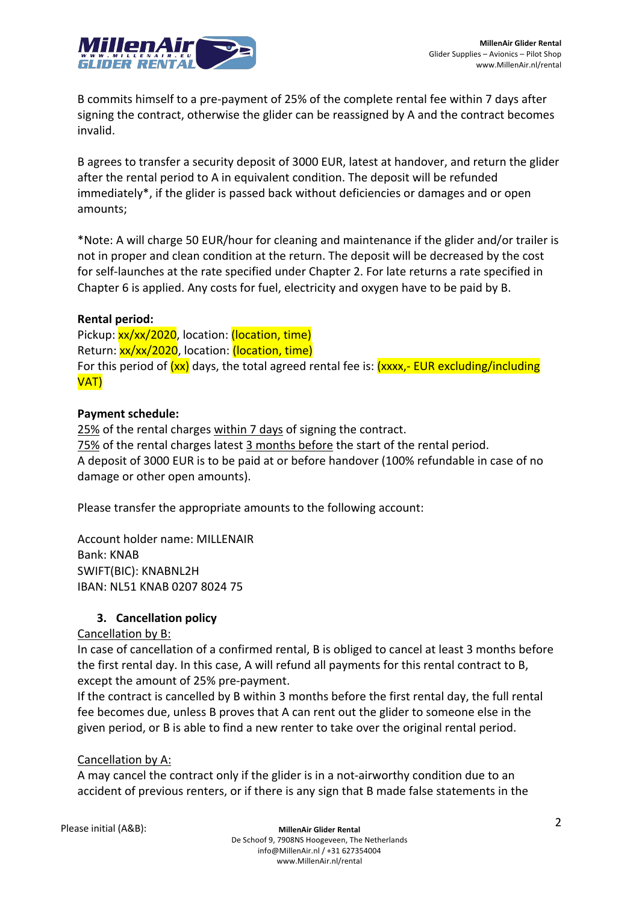B commits himself to a pre-payment of 25% of the complete rental fee within 7 days after signing the contract, otherwise the glider can be reassigned by A and the contract becomes invalid.

B agrees to transfer a security deposit of 3000 EUR, latest at handover, and return the glider after the rental period to A in equivalent condition. The deposit will be refunded immediately*, if the glider is passed back without deficiencies or damages and or open amounts;

*Note: A will charge 50 EUR/hour for cleaning and maintenance if the glider and/or trailer is not in proper and clean condition at the return. The deposit will be decreased by the cost for self-launches at the rate specified under Chapter 2. For late returns a rate specified in Chapter 6 is applied. Any costs for fuel, electricity and oxygen have to be paid by B.

**Rental period:**
Pickup: xx/xx/2020, location: (location, time)
Return: xx/xx/2020, location: (location, time)
For this period of (xx) days, the total agreed rental fee is: (xxxx,- EUR excluding/including VAT)

**Payment schedule:**
25% of the rental charges within 7 days of signing the contract.
75% of the rental charges latest 3 months before the start of the rental period.
A deposit of 3000 EUR is to be paid at or before handover (100% refundable in case of no damage or other open amounts).

Please transfer the appropriate amounts to the following account:

Account holder name: MILLENAIR
Bank: KNAB
SWIFT(BIC): KNABNL2H
IBAN: NL51 KNAB 0207 8024 75

## 3. Cancellation policy

Cancellation by B:
In case of cancellation of a confirmed rental, B is obliged to cancel at least 3 months before the first rental day. In this case, A will refund all payments for this rental contract to B, except the amount of 25% pre-payment.
If the contract is cancelled by B within 3 months before the first rental day, the full rental fee becomes due, unless B proves that A can rent out the glider to someone else in the given period, or B is able to find a new renter to take over the original rental period.

Cancellation by A:
A may cancel the contract only if the glider is in a not-airworthy condition due to an accident of previous renters, or if there is any sign that B made false statements in the

Please initial (A&B):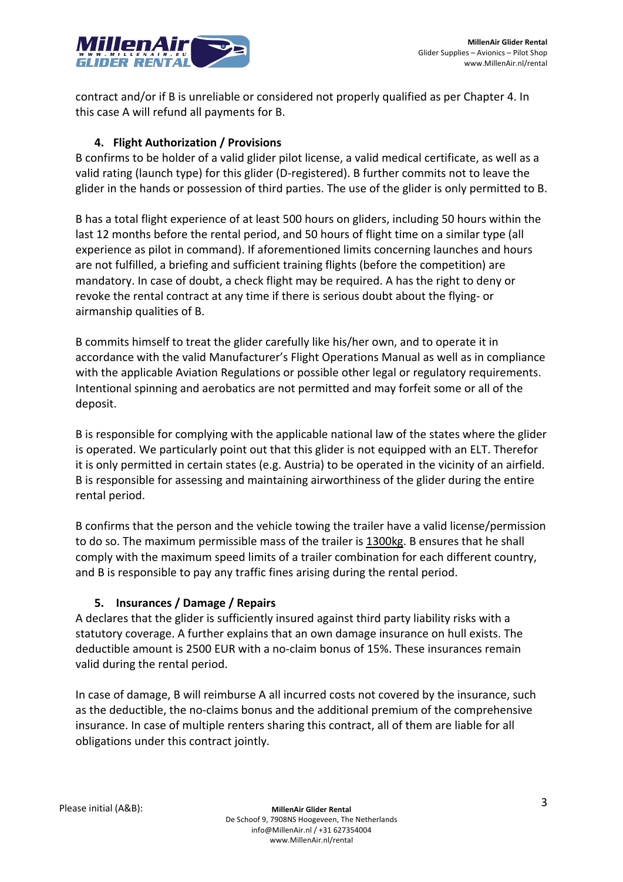contract and/or if B is unreliable or considered not properly qualified as per Chapter 4. In this case A will refund all payments for B.

## 4. Flight Authorization / Provisions

B confirms to be holder of a valid glider pilot license, a valid medical certificate, as well as a valid rating (launch type) for this glider (D-registered). B further commits not to leave the glider in the hands or possession of third parties. The use of the glider is only permitted to B.

B has a total flight experience of at least 500 hours on gliders, including 50 hours within the last 12 months before the rental period, and 50 hours of flight time on a similar type (all experience as pilot in command). If aforementioned limits concerning launches and hours are not fulfilled, a briefing and sufficient training flights (before the competition) are mandatory. In case of doubt, a check flight may be required. A has the right to deny or revoke the rental contract at any time if there is serious doubt about the flying- or airmanship qualities of B.

B commits himself to treat the glider carefully like his/her own, and to operate it in accordance with the valid Manufacturer's Flight Operations Manual as well as in compliance with the applicable Aviation Regulations or possible other legal or regulatory requirements. Intentional spinning and aerobatics are not permitted and may forfeit some or all of the deposit.

B is responsible for complying with the applicable national law of the states where the glider is operated. We particularly point out that this glider is not equipped with an ELT. Therefor it is only permitted in certain states (e.g. Austria) to be operated in the vicinity of an airfield. B is responsible for assessing and maintaining airworthiness of the glider during the entire rental period.

B confirms that the person and the vehicle towing the trailer have a valid license/permission to do so. The maximum permissible mass of the trailer is 1300kg. B ensures that he shall comply with the maximum speed limits of a trailer combination for each different country, and B is responsible to pay any traffic fines arising during the rental period.

## 5. Insurances / Damage / Repairs

A declares that the glider is sufficiently insured against third party liability risks with a statutory coverage. A further explains that an own damage insurance on hull exists. The deductible amount is 2500 EUR with a no-claim bonus of 15%. These insurances remain valid during the rental period.

In case of damage, B will reimburse A all incurred costs not covered by the insurance, such as the deductible, the no-claims bonus and the additional premium of the comprehensive insurance. In case of multiple renters sharing this contract, all of them are liable for all obligations under this contract jointly.

Please initial (A&B):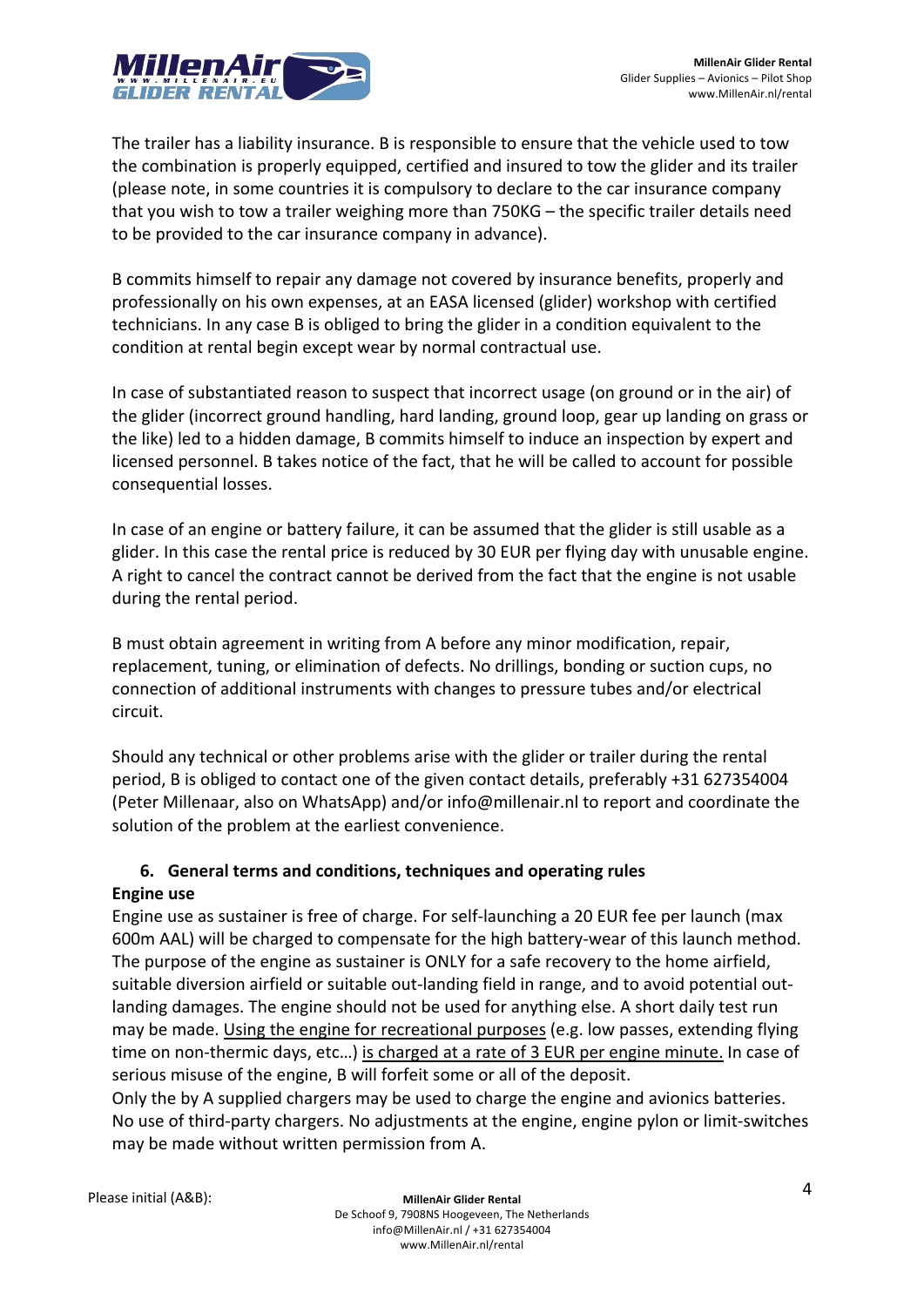The trailer has a liability insurance. B is responsible to ensure that the vehicle used to tow the combination is properly equipped, certified and insured to tow the glider and its trailer (please note, in some countries it is compulsory to declare to the car insurance company that you wish to tow a trailer weighing more than 750KG – the specific trailer details need to be provided to the car insurance company in advance).

B commits himself to repair any damage not covered by insurance benefits, properly and professionally on his own expenses, at an EASA licensed (glider) workshop with certified technicians. In any case B is obliged to bring the glider in a condition equivalent to the condition at rental begin except wear by normal contractual use.

In case of substantiated reason to suspect that incorrect usage (on ground or in the air) of the glider (incorrect ground handling, hard landing, ground loop, gear up landing on grass or the like) led to a hidden damage, B commits himself to induce an inspection by expert and licensed personnel. B takes notice of the fact, that he will be called to account for possible consequential losses.

In case of an engine or battery failure, it can be assumed that the glider is still usable as a glider. In this case the rental price is reduced by 30 EUR per flying day with unusable engine. A right to cancel the contract cannot be derived from the fact that the engine is not usable during the rental period.

B must obtain agreement in writing from A before any minor modification, repair, replacement, tuning, or elimination of defects. No drillings, bonding or suction cups, no connection of additional instruments with changes to pressure tubes and/or electrical circuit.

Should any technical or other problems arise with the glider or trailer during the rental period, B is obliged to contact one of the given contact details, preferably +31 627354004 (Peter Millenaar, also on WhatsApp) and/or info@millenair.nl to report and coordinate the solution of the problem at the earliest convenience.

## 6. General terms and conditions, techniques and operating rules

**Engine use**

Engine use as sustainer is free of charge. For self-launching a 20 EUR fee per launch (max 600m AAL) will be charged to compensate for the high battery-wear of this launch method. The purpose of the engine as sustainer is ONLY for a safe recovery to the home airfield, suitable diversion airfield or suitable out-landing field in range, and to avoid potential out-landing damages. The engine should not be used for anything else. A short daily test run may be made. Using the engine for recreational purposes (e.g. low passes, extending flying time on non-thermic days, etc…) is charged at a rate of 3 EUR per engine minute. In case of serious misuse of the engine, B will forfeit some or all of the deposit.

Only the by A supplied chargers may be used to charge the engine and avionics batteries. No use of third-party chargers. No adjustments at the engine, engine pylon or limit-switches may be made without written permission from A.

Please initial (A&B):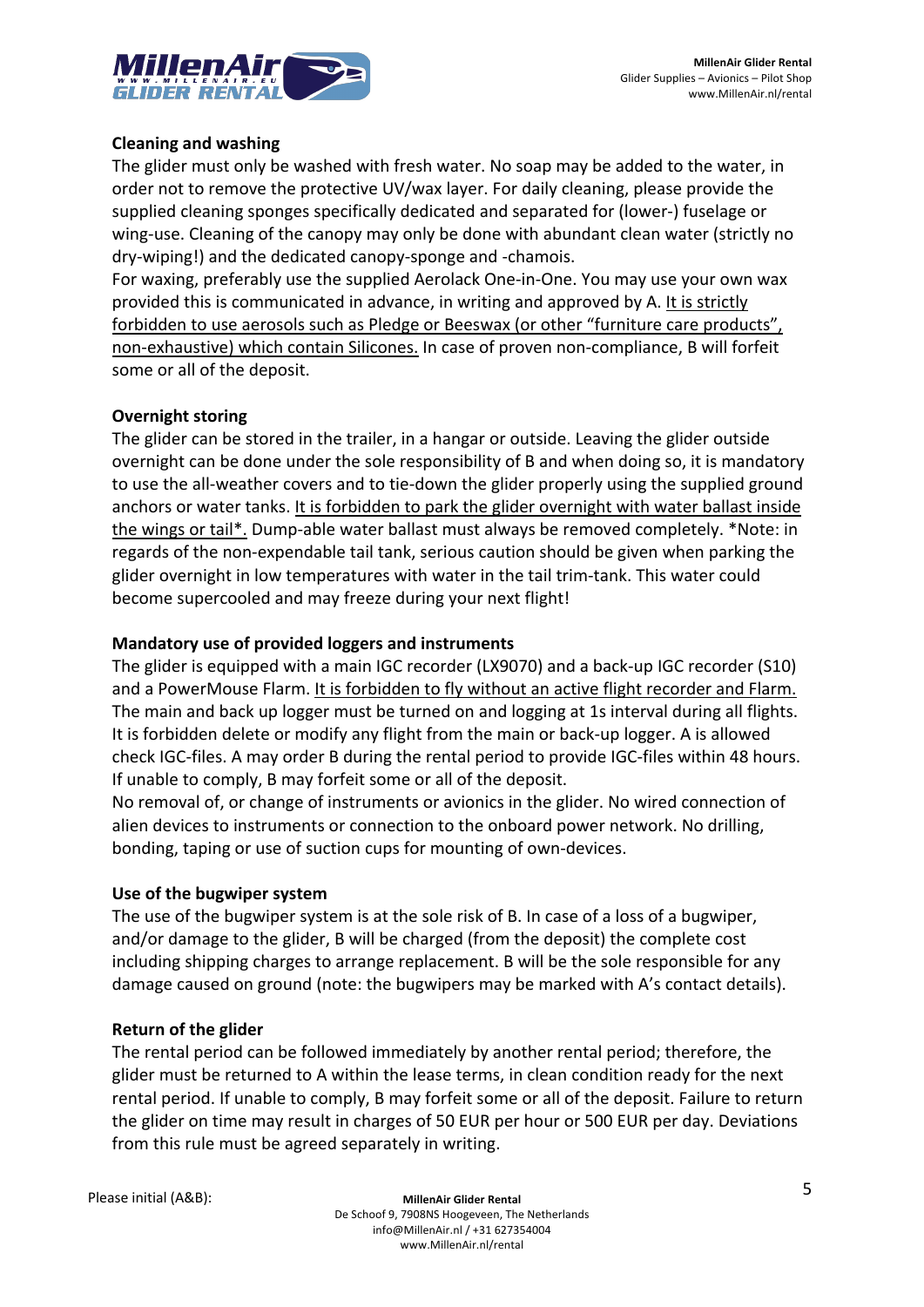**Cleaning and washing**

The glider must only be washed with fresh water. No soap may be added to the water, in order not to remove the protective UV/wax layer. For daily cleaning, please provide the supplied cleaning sponges specifically dedicated and separated for (lower-) fuselage or wing-use. Cleaning of the canopy may only be done with abundant clean water (strictly no dry-wiping!) and the dedicated canopy-sponge and -chamois.

For waxing, preferably use the supplied Aerolack One-in-One. You may use your own wax provided this is communicated in advance, in writing and approved by A. <u>It is strictly forbidden to use aerosols such as Pledge or Beeswax (or other "furniture care products", non-exhaustive) which contain Silicones.</u> In case of proven non-compliance, B will forfeit some or all of the deposit.

**Overnight storing**

The glider can be stored in the trailer, in a hangar or outside. Leaving the glider outside overnight can be done under the sole responsibility of B and when doing so, it is mandatory to use the all-weather covers and to tie-down the glider properly using the supplied ground anchors or water tanks. <u>It is forbidden to park the glider overnight with water ballast inside the wings or tail*.</u> Dump-able water ballast must always be removed completely. *Note: in regards of the non-expendable tail tank, serious caution should be given when parking the glider overnight in low temperatures with water in the tail trim-tank. This water could become supercooled and may freeze during your next flight!

**Mandatory use of provided loggers and instruments**

The glider is equipped with a main IGC recorder (LX9070) and a back-up IGC recorder (S10) and a PowerMouse Flarm. <u>It is forbidden to fly without an active flight recorder and Flarm.</u> The main and back up logger must be turned on and logging at 1s interval during all flights. It is forbidden delete or modify any flight from the main or back-up logger. A is allowed check IGC-files. A may order B during the rental period to provide IGC-files within 48 hours. If unable to comply, B may forfeit some or all of the deposit.

No removal of, or change of instruments or avionics in the glider. No wired connection of alien devices to instruments or connection to the onboard power network. No drilling, bonding, taping or use of suction cups for mounting of own-devices.

**Use of the bugwiper system**

The use of the bugwiper system is at the sole risk of B. In case of a loss of a bugwiper, and/or damage to the glider, B will be charged (from the deposit) the complete cost including shipping charges to arrange replacement. B will be the sole responsible for any damage caused on ground (note: the bugwipers may be marked with A's contact details).

**Return of the glider**

The rental period can be followed immediately by another rental period; therefore, the glider must be returned to A within the lease terms, in clean condition ready for the next rental period. If unable to comply, B may forfeit some or all of the deposit. Failure to return the glider on time may result in charges of 50 EUR per hour or 500 EUR per day. Deviations from this rule must be agreed separately in writing.

Please initial (A&B):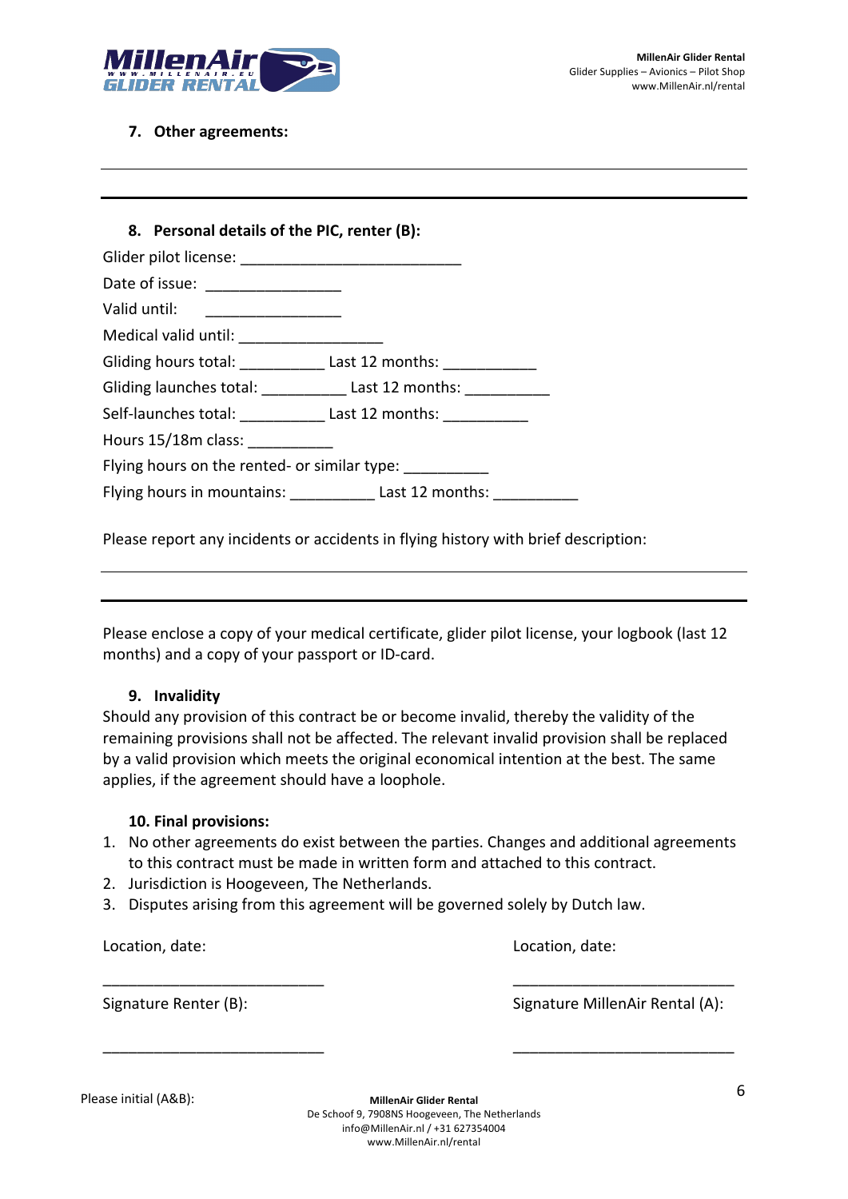### 7. Other agreements:

\_\_\_\_\_\_\_\_\_\_\_\_\_\_\_\_\_\_\_\_\_\_\_\_\_\_\_\_\_\_\_\_\_\_\_\_\_\_\_\_\_\_\_\_\_\_\_\_\_\_\_\_\_\_\_\_\_\_\_\_

\_\_\_\_\_\_\_\_\_\_\_\_\_\_\_\_\_\_\_\_\_\_\_\_\_\_\_\_\_\_\_\_\_\_\_\_\_\_\_\_\_\_\_\_\_\_\_\_\_\_\_\_\_\_\_\_\_\_\_\_

### 8. Personal details of the PIC, renter (B):

Glider pilot license: \_\_\_\_\_\_\_\_\_\_\_\_\_\_\_\_\_\_\_\_\_\_\_\_\_\_

Date of issue: \_\_\_\_\_\_\_\_\_\_\_\_\_\_\_\_

Valid until: \_\_\_\_\_\_\_\_\_\_\_\_\_\_\_\_

Medical valid until: \_\_\_\_\_\_\_\_\_\_\_\_\_\_\_\_\_

Gliding hours total: \_\_\_\_\_\_\_\_\_\_ Last 12 months: \_\_\_\_\_\_\_\_\_\_\_

Gliding launches total: \_\_\_\_\_\_\_\_\_\_ Last 12 months: \_\_\_\_\_\_\_\_\_\_

Self-launches total: \_\_\_\_\_\_\_\_\_\_ Last 12 months: \_\_\_\_\_\_\_\_\_\_

Hours 15/18m class: \_\_\_\_\_\_\_\_\_\_

Flying hours on the rented- or similar type: \_\_\_\_\_\_\_\_\_\_

Flying hours in mountains: \_\_\_\_\_\_\_\_\_\_ Last 12 months: \_\_\_\_\_\_\_\_\_\_

Please report any incidents or accidents in flying history with brief description:

\_\_\_\_\_\_\_\_\_\_\_\_\_\_\_\_\_\_\_\_\_\_\_\_\_\_\_\_\_\_\_\_\_\_\_\_\_\_\_\_\_\_\_\_\_\_\_\_\_\_\_\_\_\_\_\_\_\_\_\_

\_\_\_\_\_\_\_\_\_\_\_\_\_\_\_\_\_\_\_\_\_\_\_\_\_\_\_\_\_\_\_\_\_\_\_\_\_\_\_\_\_\_\_\_\_\_\_\_\_\_\_\_\_\_\_\_\_\_\_\_

Please enclose a copy of your medical certificate, glider pilot license, your logbook (last 12 months) and a copy of your passport or ID-card.

### 9. Invalidity

Should any provision of this contract be or become invalid, thereby the validity of the remaining provisions shall not be affected. The relevant invalid provision shall be replaced by a valid provision which meets the original economical intention at the best. The same applies, if the agreement should have a loophole.

### 10. Final provisions:

1. No other agreements do exist between the parties. Changes and additional agreements to this contract must be made in written form and attached to this contract.
2. Jurisdiction is Hoogeveen, The Netherlands.
3. Disputes arising from this agreement will be governed solely by Dutch law.

Location, date:

\_\_\_\_\_\_\_\_\_\_\_\_\_\_\_\_\_\_\_\_\_\_\_\_\_\_

Signature Renter (B):

\_\_\_\_\_\_\_\_\_\_\_\_\_\_\_\_\_\_\_\_\_\_\_\_\_\_

Location, date:

\_\_\_\_\_\_\_\_\_\_\_\_\_\_\_\_\_\_\_\_\_\_\_\_\_\_

Signature MillenAir Rental (A):

\_\_\_\_\_\_\_\_\_\_\_\_\_\_\_\_\_\_\_\_\_\_\_\_\_\_

Please initial (A&B):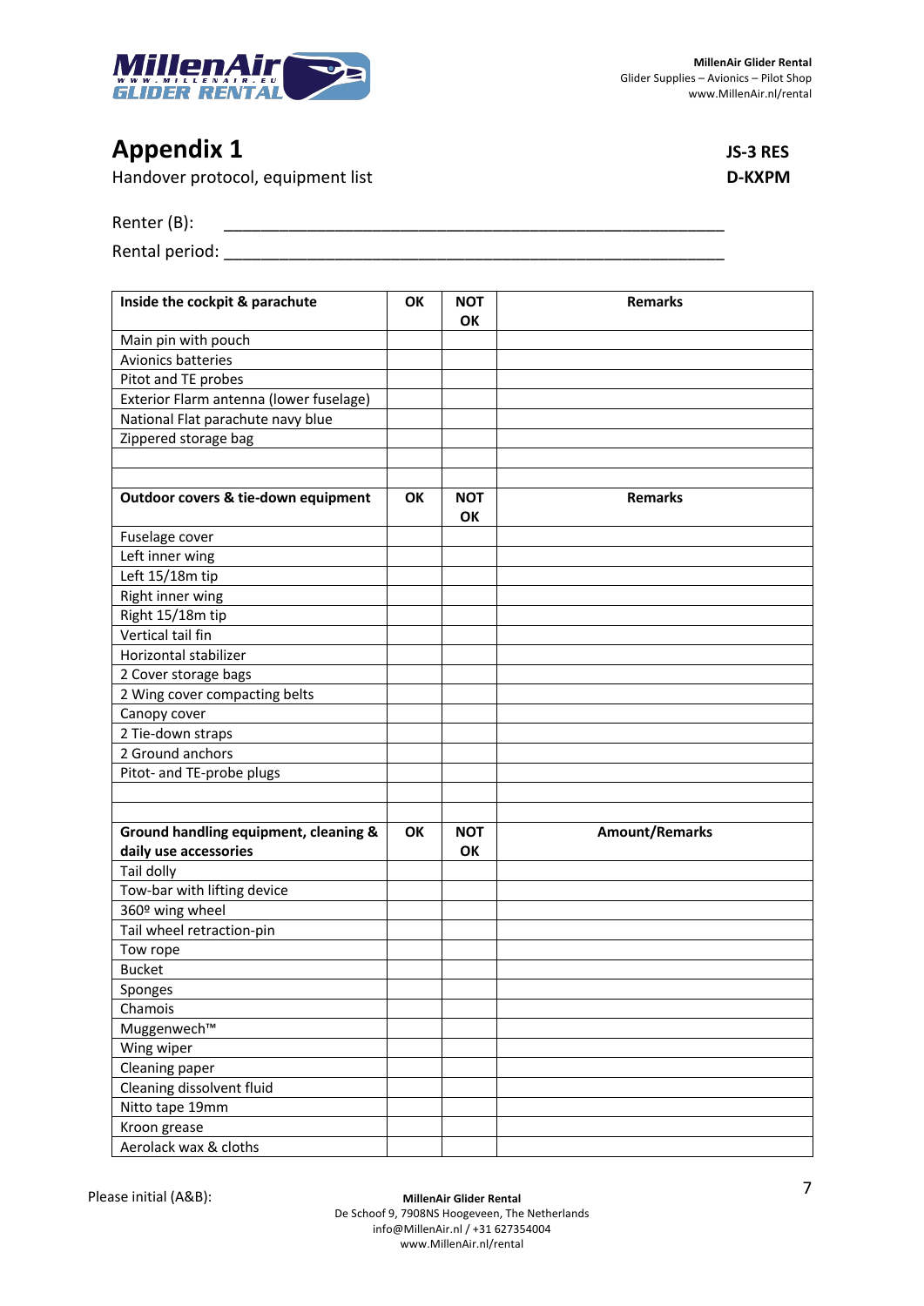MillenAir Glider Rental
Glider Supplies – Avionics – Pilot Shop
www.MillenAir.nl/rental

# Appendix 1

Handover protocol, equipment list

**JS-3 RES**
**D-KXPM**

Renter (B): _______________________________________________

Rental period: _______________________________________________

| Inside the cockpit & parachute | OK | NOT OK | Remarks |
|---|---|---|---|
| Main pin with pouch | | | |
| Avionics batteries | | | |
| Pitot and TE probes | | | |
| Exterior Flarm antenna (lower fuselage) | | | |
| National Flat parachute navy blue | | | |
| Zippered storage bag | | | |
| | | | |
| | | | |
| **Outdoor covers & tie-down equipment** | **OK** | **NOT OK** | **Remarks** |
| Fuselage cover | | | |
| Left inner wing | | | |
| Left 15/18m tip | | | |
| Right inner wing | | | |
| Right 15/18m tip | | | |
| Vertical tail fin | | | |
| Horizontal stabilizer | | | |
| 2 Cover storage bags | | | |
| 2 Wing cover compacting belts | | | |
| Canopy cover | | | |
| 2 Tie-down straps | | | |
| 2 Ground anchors | | | |
| Pitot- and TE-probe plugs | | | |
| | | | |
| | | | |
| **Ground handling equipment, cleaning & daily use accessories** | **OK** | **NOT OK** | **Amount/Remarks** |
| Tail dolly | | | |
| Tow-bar with lifting device | | | |
| 360º wing wheel | | | |
| Tail wheel retraction-pin | | | |
| Tow rope | | | |
| Bucket | | | |
| Sponges | | | |
| Chamois | | | |
| Muggenwech™ | | | |
| Wing wiper | | | |
| Cleaning paper | | | |
| Cleaning dissolvent fluid | | | |
| Nitto tape 19mm | | | |
| Kroon grease | | | |
| Aerolack wax & cloths | | | |

Please initial (A&B):

**MillenAir Glider Rental**
De Schoof 9, 7908NS Hoogeveen, The Netherlands
info@MillenAir.nl / +31 627354004
www.MillenAir.nl/rental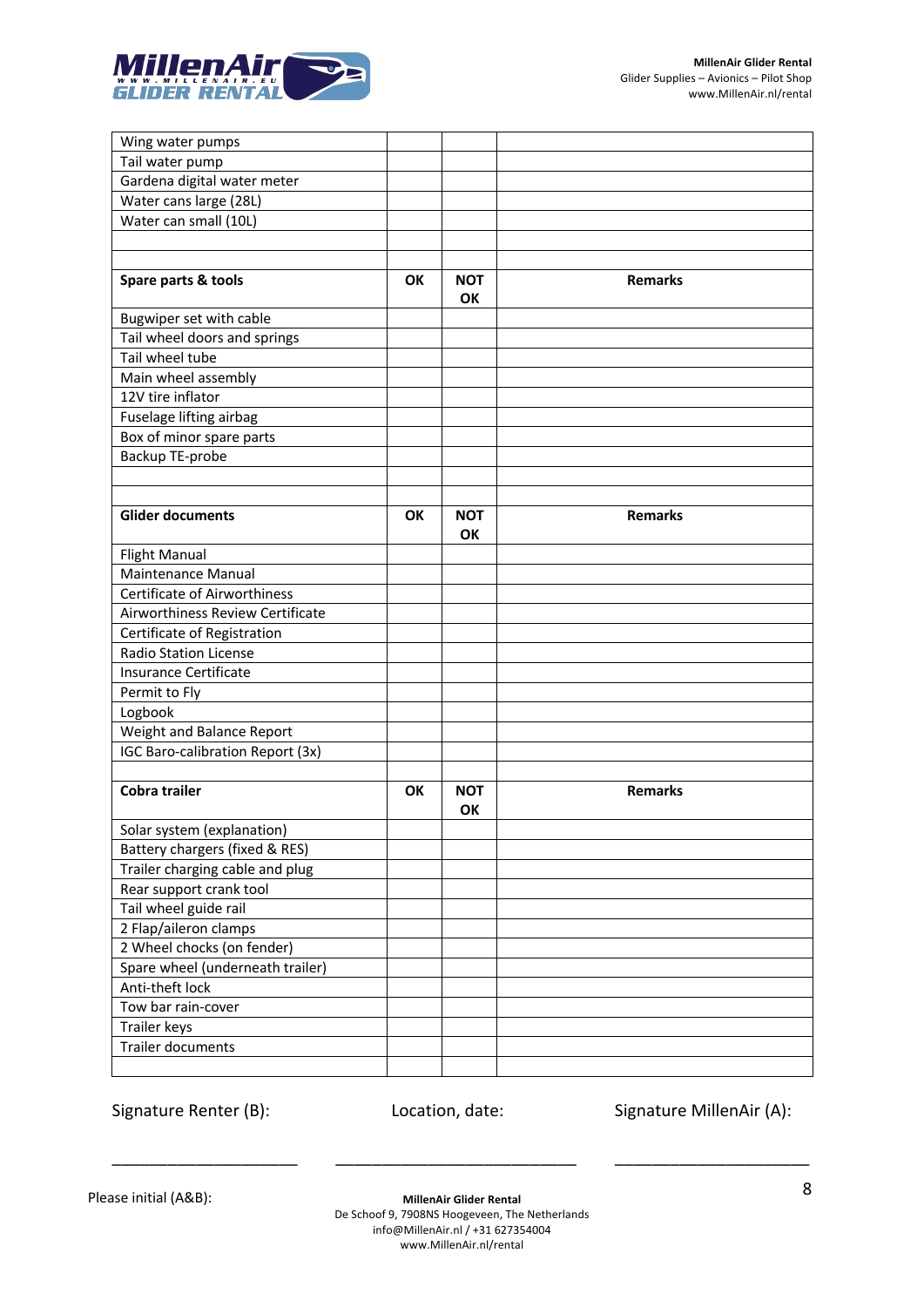| | | | |
|---|---|---|---|
| Wing water pumps | | | |
| Tail water pump | | | |
| Gardena digital water meter | | | |
| Water cans large (28L) | | | |
| Water can small (10L) | | | |
| | | | |
| | | | |
| **Spare parts & tools** | **OK** | **NOT OK** | **Remarks** |
| Bugwiper set with cable | | | |
| Tail wheel doors and springs | | | |
| Tail wheel tube | | | |
| Main wheel assembly | | | |
| 12V tire inflator | | | |
| Fuselage lifting airbag | | | |
| Box of minor spare parts | | | |
| Backup TE-probe | | | |
| | | | |
| | | | |
| **Glider documents** | **OK** | **NOT OK** | **Remarks** |
| Flight Manual | | | |
| Maintenance Manual | | | |
| Certificate of Airworthiness | | | |
| Airworthiness Review Certificate | | | |
| Certificate of Registration | | | |
| Radio Station License | | | |
| Insurance Certificate | | | |
| Permit to Fly | | | |
| Logbook | | | |
| Weight and Balance Report | | | |
| IGC Baro-calibration Report (3x) | | | |
| | | | |
| **Cobra trailer** | **OK** | **NOT OK** | **Remarks** |
| Solar system (explanation) | | | |
| Battery chargers (fixed & RES) | | | |
| Trailer charging cable and plug | | | |
| Rear support crank tool | | | |
| Tail wheel guide rail | | | |
| 2 Flap/aileron clamps | | | |
| 2 Wheel chocks (on fender) | | | |
| Spare wheel (underneath trailer) | | | |
| Anti-theft lock | | | |
| Tow bar rain-cover | | | |
| Trailer keys | | | |
| Trailer documents | | | |
| | | | |

Signature Renter (B): ______________________

Location, date: ____________________________

Signature MillenAir (A): ______________________

Please initial (A&B):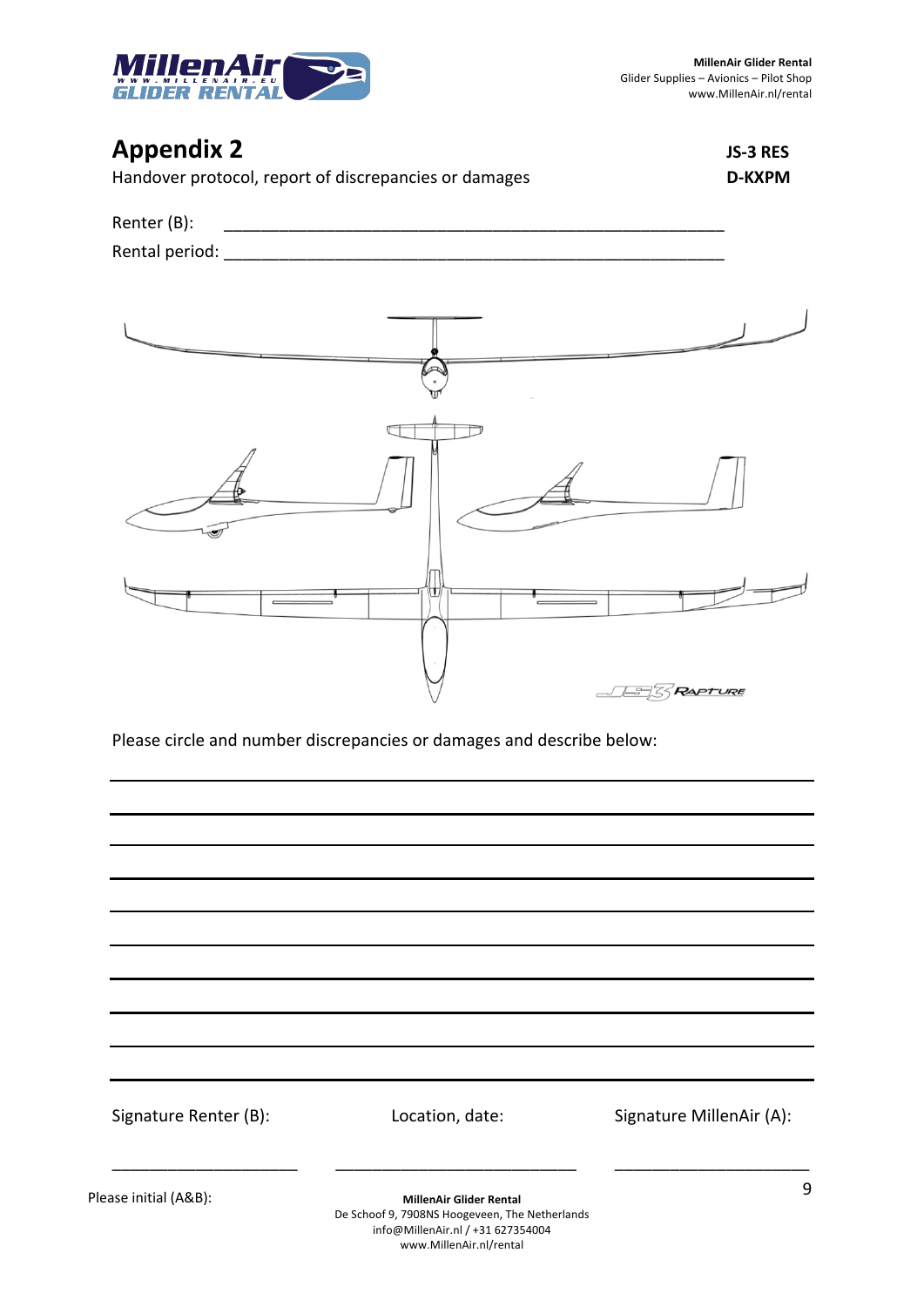# Appendix 2

Handover protocol, report of discrepancies or damages

**JS-3 RES**
**D-KXPM**

Renter (B): ______________________________________________________

Rental period: ______________________________________________________

JS3 RAPTURE

Please circle and number discrepancies or damages and describe below:

______________________________________________________________________

______________________________________________________________________

______________________________________________________________________

______________________________________________________________________

______________________________________________________________________

______________________________________________________________________

______________________________________________________________________

______________________________________________________________________

______________________________________________________________________

______________________________________________________________________

| Signature Renter (B): | Location, date: | Signature MillenAir (A): |
|---|---|---|
| ____________________ | _________________________ | ____________________ |

Please initial (A&B):